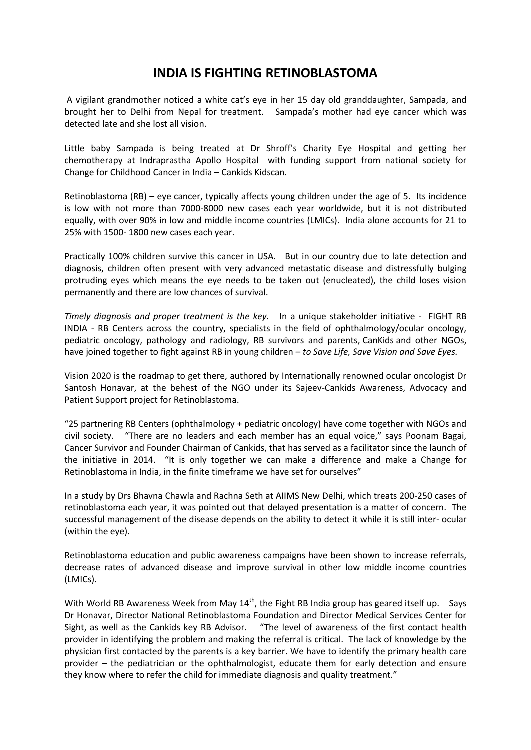# INDIA IS FIGHTING RETINOBLASTOMA

A vigilant grandmother noticed a white cat's eye in her 15 day old granddaughter, Sampada, and brought her to Delhi from Nepal for treatment. Sampada's mother had eye cancer which was detected late and she lost all vision.

Little baby Sampada is being treated at Dr Shroff's Charity Eye Hospital and getting her chemotherapy at Indraprastha Apollo Hospital with funding support from national society for Change for Childhood Cancer in India – Cankids Kidscan.

Retinoblastoma (RB) – eye cancer, typically affects young children under the age of 5. Its incidence is low with not more than 7000-8000 new cases each year worldwide, but it is not distributed equally, with over 90% in low and middle income countries (LMICs). India alone accounts for 21 to 25% with 1500- 1800 new cases each year.

Practically 100% children survive this cancer in USA. But in our country due to late detection and diagnosis, children often present with very advanced metastatic disease and distressfully bulging protruding eyes which means the eye needs to be taken out (enucleated), the child loses vision permanently and there are low chances of survival.

*Timely diagnosis and proper treatment is the key.* In a unique stakeholder initiative - FIGHT RB INDIA - RB Centers across the country, specialists in the field of ophthalmology/ocular oncology, pediatric oncology, pathology and radiology, RB survivors and parents, CanKids and other NGOs, have joined together to fight against RB in young children – *to Save Life, Save Vision and Save Eyes.*

Vision 2020 is the roadmap to get there, authored by Internationally renowned ocular oncologist Dr Santosh Honavar, at the behest of the NGO under its Sajeev-Cankids Awareness, Advocacy and Patient Support project for Retinoblastoma.

"25 partnering RB Centers (ophthalmology + pediatric oncology) have come together with NGOs and civil society. "There are no leaders and each member has an equal voice," says Poonam Bagai, Cancer Survivor and Founder Chairman of Cankids, that has served as a facilitator since the launch of the initiative in 2014. "It is only together we can make a difference and make a Change for Retinoblastoma in India, in the finite timeframe we have set for ourselves"

In a study by Drs Bhavna Chawla and Rachna Seth at AIIMS New Delhi, which treats 200-250 cases of retinoblastoma each year, it was pointed out that delayed presentation is a matter of concern. The successful management of the disease depends on the ability to detect it while it is still inter- ocular (within the eye).

Retinoblastoma education and public awareness campaigns have been shown to increase referrals, decrease rates of advanced disease and improve survival in other low middle income countries (LMICs).

With World RB Awareness Week from May 14th, the Fight RB India group has geared itself up. Says Dr Honavar, Director National Retinoblastoma Foundation and Director Medical Services Center for Sight, as well as the Cankids key RB Advisor. "The level of awareness of the first contact health provider in identifying the problem and making the referral is critical. The lack of knowledge by the physician first contacted by the parents is a key barrier. We have to identify the primary health care provider – the pediatrician or the ophthalmologist, educate them for early detection and ensure they know where to refer the child for immediate diagnosis and quality treatment."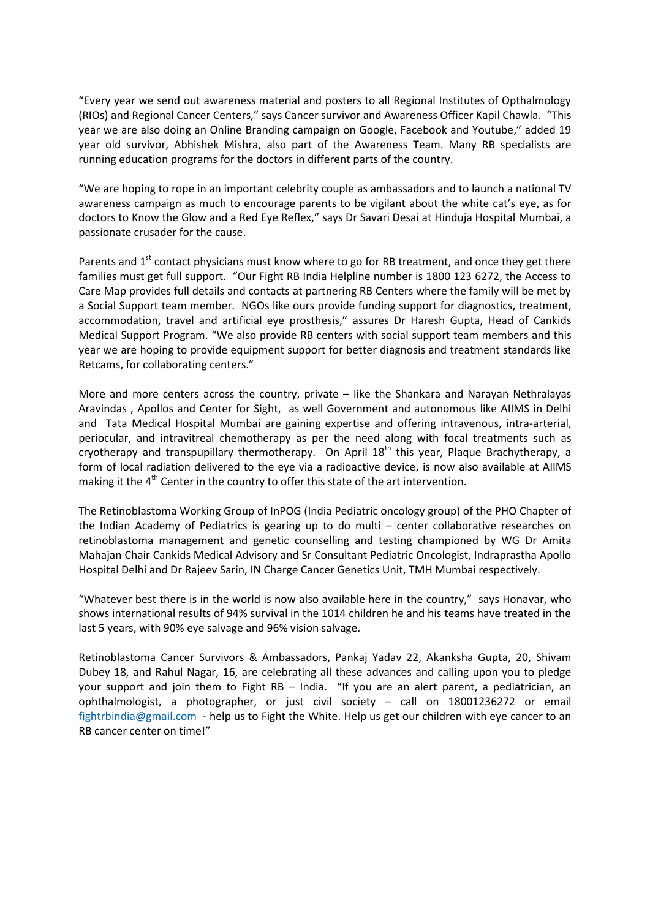"Every year we send out awareness material and posters to all Regional Institutes of Opthalmology (RIOs) and Regional Cancer Centers," says Cancer survivor and Awareness Officer Kapil Chawla. "This year we are also doing an Online Branding campaign on Google, Facebook and Youtube," added 19 year old survivor, Abhishek Mishra, also part of the Awareness Team. Many RB specialists are running education programs for the doctors in different parts of the country.

"We are hoping to rope in an important celebrity couple as ambassadors and to launch a national TV awareness campaign as much to encourage parents to be vigilant about the white cat's eye, as for doctors to Know the Glow and a Red Eye Reflex," says Dr Savari Desai at Hinduja Hospital Mumbai, a passionate crusader for the cause.

Parents and 1st contact physicians must know where to go for RB treatment, and once they get there families must get full support. "Our Fight RB India Helpline number is 1800 123 6272, the Access to Care Map provides full details and contacts at partnering RB Centers where the family will be met by a Social Support team member. NGOs like ours provide funding support for diagnostics, treatment, accommodation, travel and artificial eye prosthesis," assures Dr Haresh Gupta, Head of Cankids Medical Support Program. "We also provide RB centers with social support team members and this year we are hoping to provide equipment support for better diagnosis and treatment standards like Retcams, for collaborating centers."

More and more centers across the country, private – like the Shankara and Narayan Nethralayas Aravindas , Apollos and Center for Sight, as well Government and autonomous like AIIMS in Delhi and Tata Medical Hospital Mumbai are gaining expertise and offering intravenous, intra-arterial, periocular, and intravitreal chemotherapy as per the need along with focal treatments such as cryotherapy and transpupillary thermotherapy. On April 18th this year, Plaque Brachytherapy, a form of local radiation delivered to the eye via a radioactive device, is now also available at AIIMS making it the 4th Center in the country to offer this state of the art intervention.

The Retinoblastoma Working Group of InPOG (India Pediatric oncology group) of the PHO Chapter of the Indian Academy of Pediatrics is gearing up to do multi – center collaborative researches on retinoblastoma management and genetic counselling and testing championed by WG Dr Amita Mahajan Chair Cankids Medical Advisory and Sr Consultant Pediatric Oncologist, Indraprastha Apollo Hospital Delhi and Dr Rajeev Sarin, IN Charge Cancer Genetics Unit, TMH Mumbai respectively.

"Whatever best there is in the world is now also available here in the country," says Honavar, who shows international results of 94% survival in the 1014 children he and his teams have treated in the last 5 years, with 90% eye salvage and 96% vision salvage.

Retinoblastoma Cancer Survivors & Ambassadors, Pankaj Yadav 22, Akanksha Gupta, 20, Shivam Dubey 18, and Rahul Nagar, 16, are celebrating all these advances and calling upon you to pledge your support and join them to Fight RB – India. "If you are an alert parent, a pediatrician, an ophthalmologist, a photographer, or just civil society – call on 18001236272 or email fightrbindia@gmail.com - help us to Fight the White. Help us get our children with eye cancer to an RB cancer center on time!"